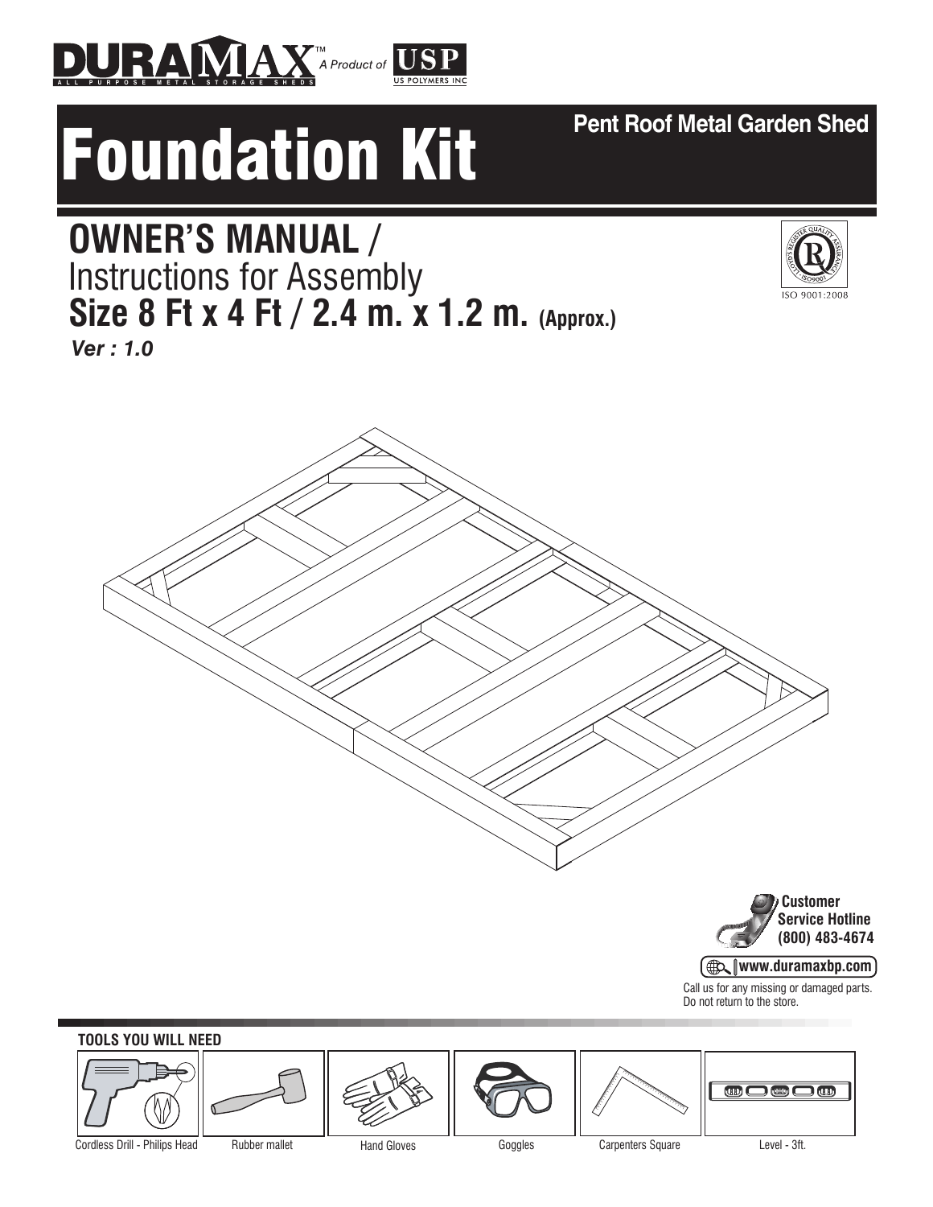DURAMAX™ ALL PURPOSE METAL STORAGE SHEDS — A Product of USP US POLYMERS INC

# Foundation Kit

**Pent Roof Metal Garden Shed**

## OWNER'S MANUAL / Instructions for Assembly

**Size 8 Ft x 4 Ft / 2.4 m. x 1.2 m. (Approx.)**

***Ver : 1.0***

ISO 9001:2008

**Customer Service Hotline (800) 483-4674**

**www.duramaxbp.com**

Call us for any missing or damaged parts. Do not return to the store.

**TOOLS YOU WILL NEED**

- Cordless Drill - Philips Head
- Rubber mallet
- Hand Gloves
- Goggles
- Carpenters Square
- Level - 3ft.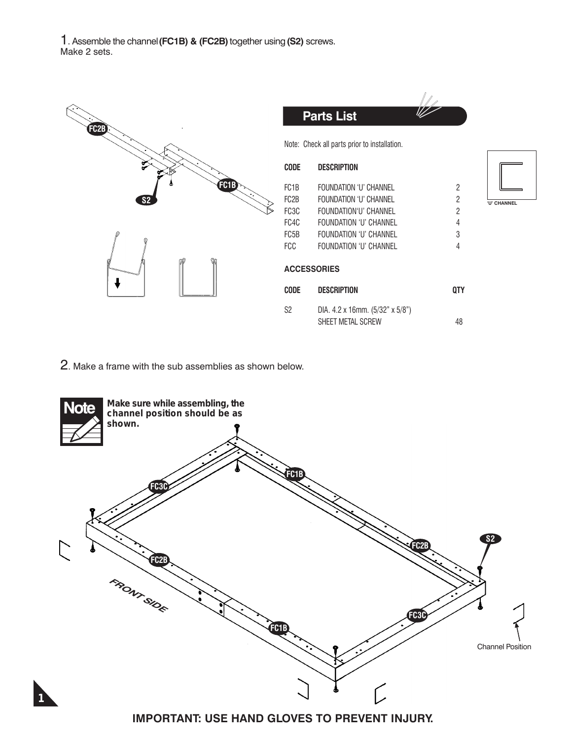1. Assemble the channel **(FC1B) & (FC2B)** together using **(S2)** screws.
Make 2 sets.

## Parts List

Note: Check all parts prior to installation.

| CODE | DESCRIPTION | |
|---|---|---|
| FC1B | FOUNDATION 'U' CHANNEL | 2 |
| FC2B | FOUNDATION 'U' CHANNEL | 2 |
| FC3C | FOUNDATION'U' CHANNEL | 2 |
| FC4C | FOUNDATION 'U' CHANNEL | 4 |
| FC5B | FOUNDATION 'U' CHANNEL | 3 |
| FCC | FOUNDATION 'U' CHANNEL | 4 |

'U' CHANNEL

### ACCESSORIES

| CODE | DESCRIPTION | QTY |
|---|---|---|
| S2 | DIA. 4.2 x 16mm. (5/32" x 5/8") SHEET METAL SCREW | 48 |

2. Make a frame with the sub assemblies as shown below.

**Note** Make sure while assembling, the channel position should be as shown.

FRONT SIDE

Channel Position

**IMPORTANT: USE HAND GLOVES TO PREVENT INJURY.**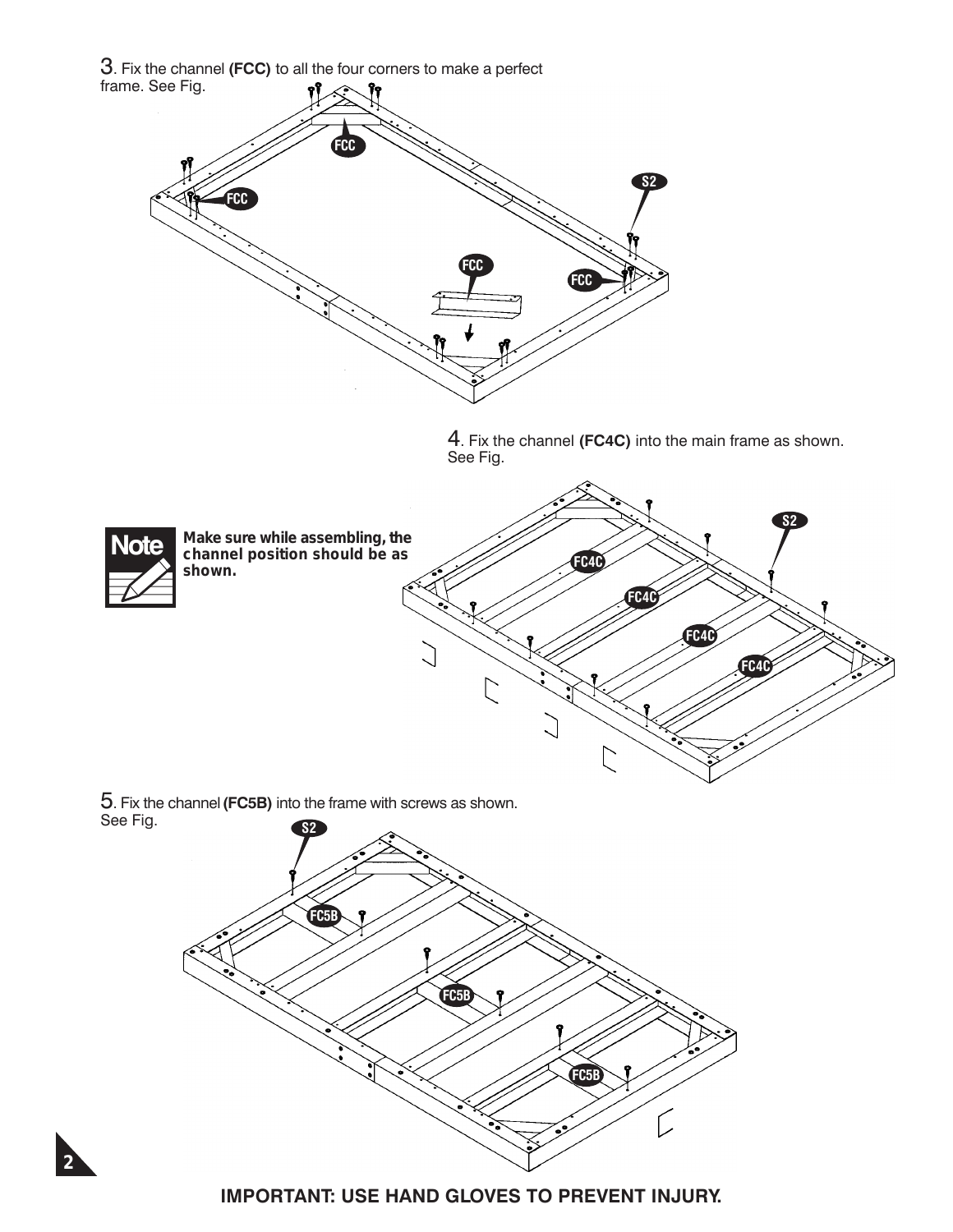3. Fix the channel **(FCC)** to all the four corners to make a perfect frame. See Fig.

FCC

FCC

S2

FCC

FCC

4. Fix the channel **(FC4C)** into the main frame as shown. See Fig.

**Note**

**Make sure while assembling, the channel position should be as shown.**

S2

FC4C

FC4C

FC4C

FC4C

5. Fix the channel **(FC5B)** into the frame with screws as shown. See Fig.

S2

FC5B

FC5B

FC5B

**IMPORTANT: USE HAND GLOVES TO PREVENT INJURY.**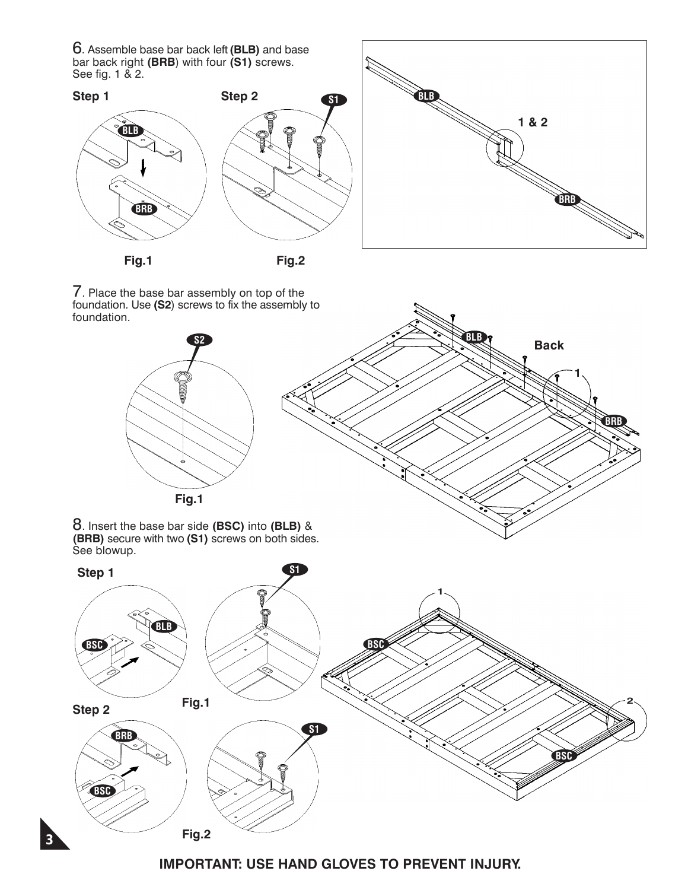6. Assemble base bar back left **(BLB)** and base bar back right **(BRB)** with four **(S1)** screws. See fig. 1 & 2.

**Step 1** **Step 2**

**Fig.1** **Fig.2**

7. Place the base bar assembly on top of the foundation. Use **(S2)** screws to fix the assembly to foundation.

**Fig.1**

8. Insert the base bar side **(BSC)** into **(BLB)** & **(BRB)** secure with two **(S1)** screws on both sides. See blowup.

**Step 1**

**Fig.1**

**Step 2**

**Fig.2**

**IMPORTANT: USE HAND GLOVES TO PREVENT INJURY.**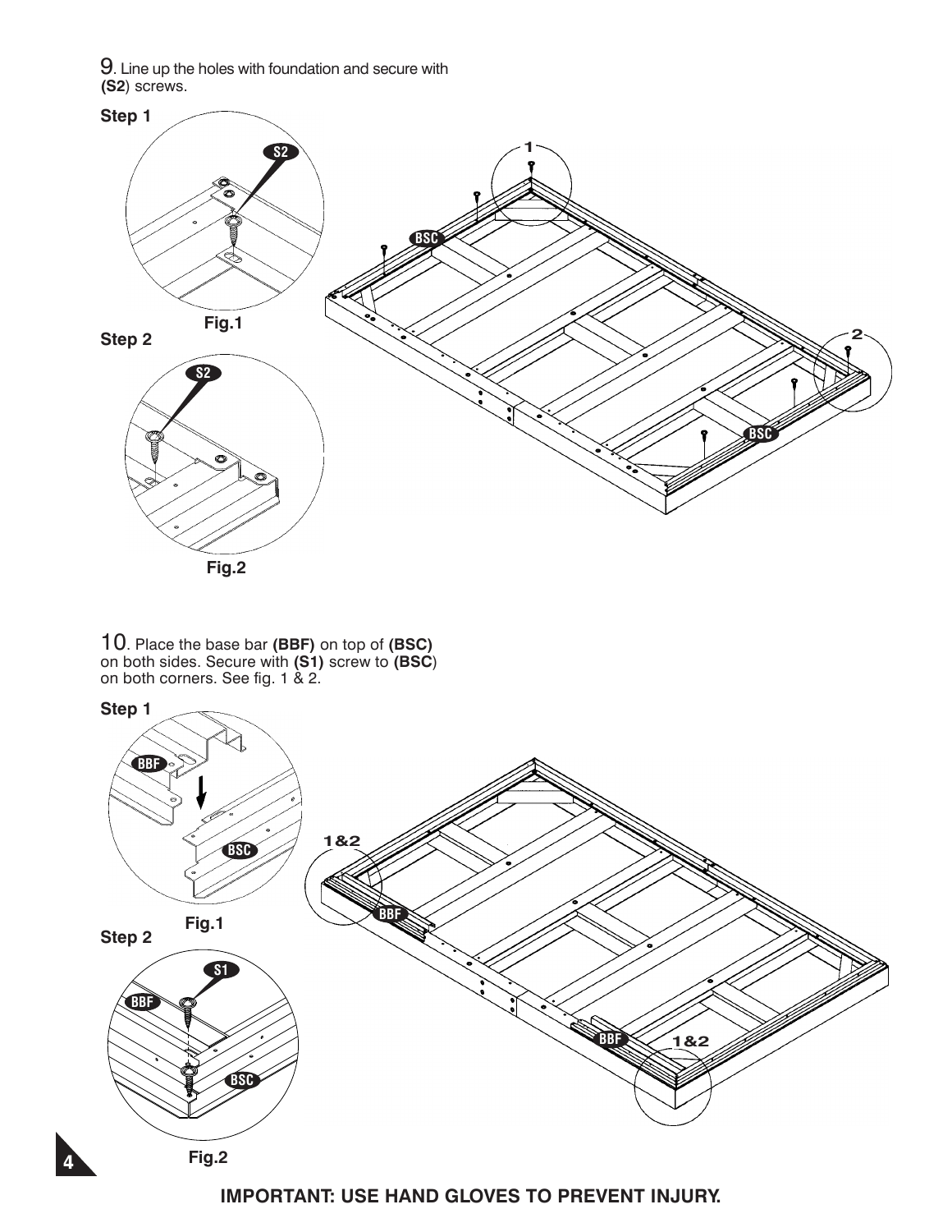9. Line up the holes with foundation and secure with **(S2**) screws.

**Step 1**

**Fig.1**

**Step 2**

**Fig.2**

10. Place the base bar **(BBF)** on top of **(BSC)** on both sides. Secure with **(S1)** screw to **(BSC**) on both corners. See fig. 1 & 2.

**Step 1**

**Fig.1**

**Step 2**

**Fig.2**

**IMPORTANT: USE HAND GLOVES TO PREVENT INJURY.**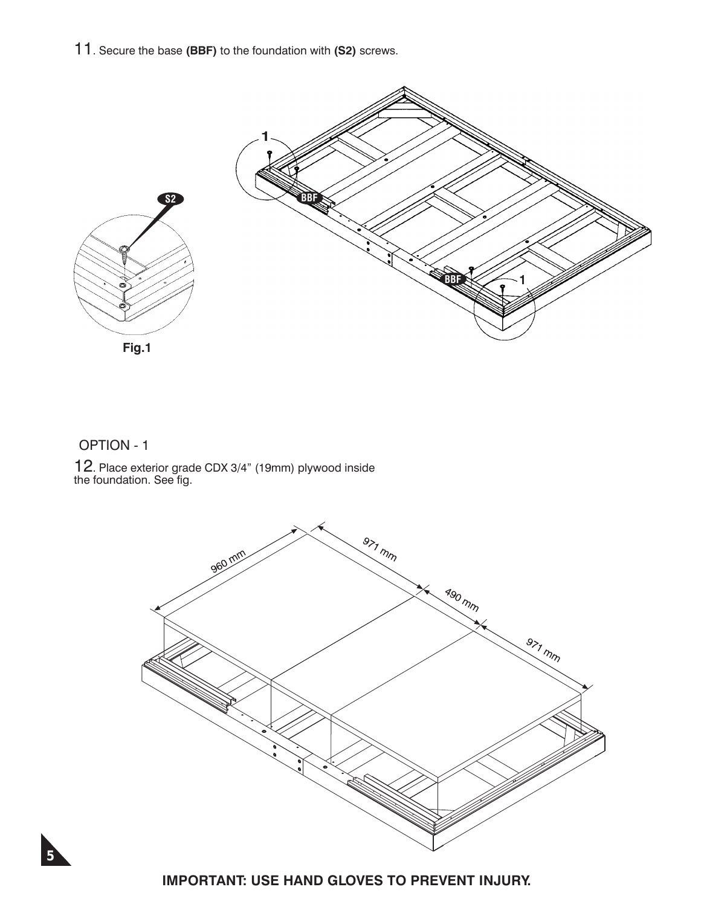11. Secure the base **(BBF)** to the foundation with **(S2)** screws.

Fig.1

OPTION - 1

12. Place exterior grade CDX 3/4” (19mm) plywood inside the foundation. See fig.

**IMPORTANT: USE HAND GLOVES TO PREVENT INJURY.**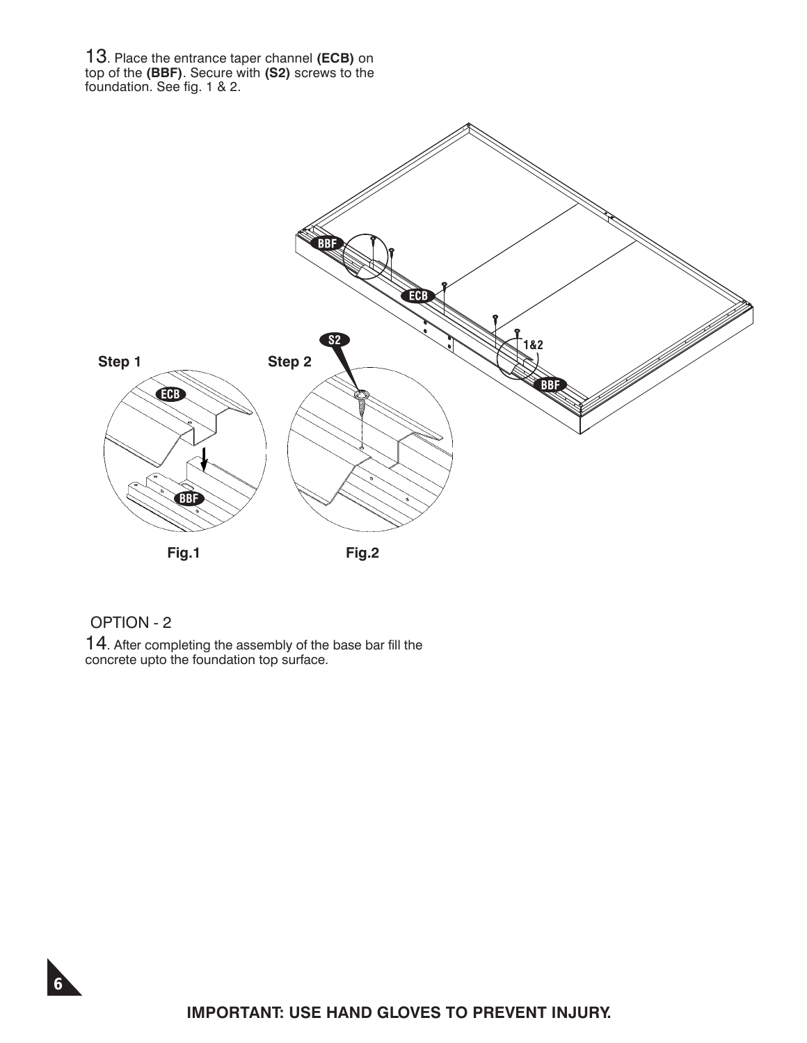13. Place the entrance taper channel **(ECB)** on top of the **(BBF)**. Secure with **(S2)** screws to the foundation. See fig. 1 & 2.

Step 1

Step 2

Fig.1

Fig.2

OPTION - 2

14. After completing the assembly of the base bar fill the concrete upto the foundation top surface.

**IMPORTANT: USE HAND GLOVES TO PREVENT INJURY.**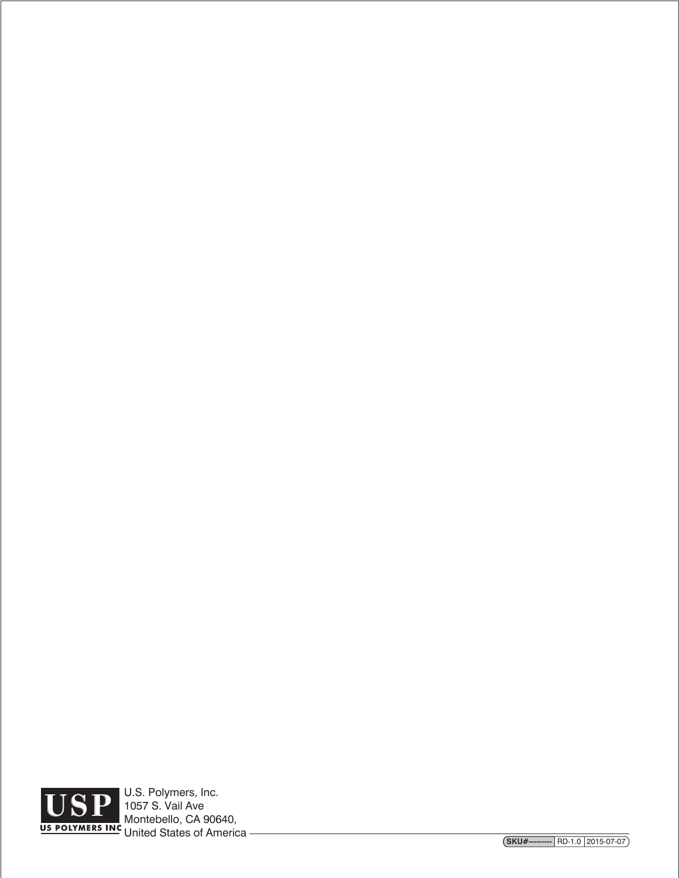USP
US POLYMERS INC

U.S. Polymers, Inc.
1057 S. Vail Ave
Montebello, CA 90640,
United States of America

SKU#--------- | RD-1.0 | 2015-07-07